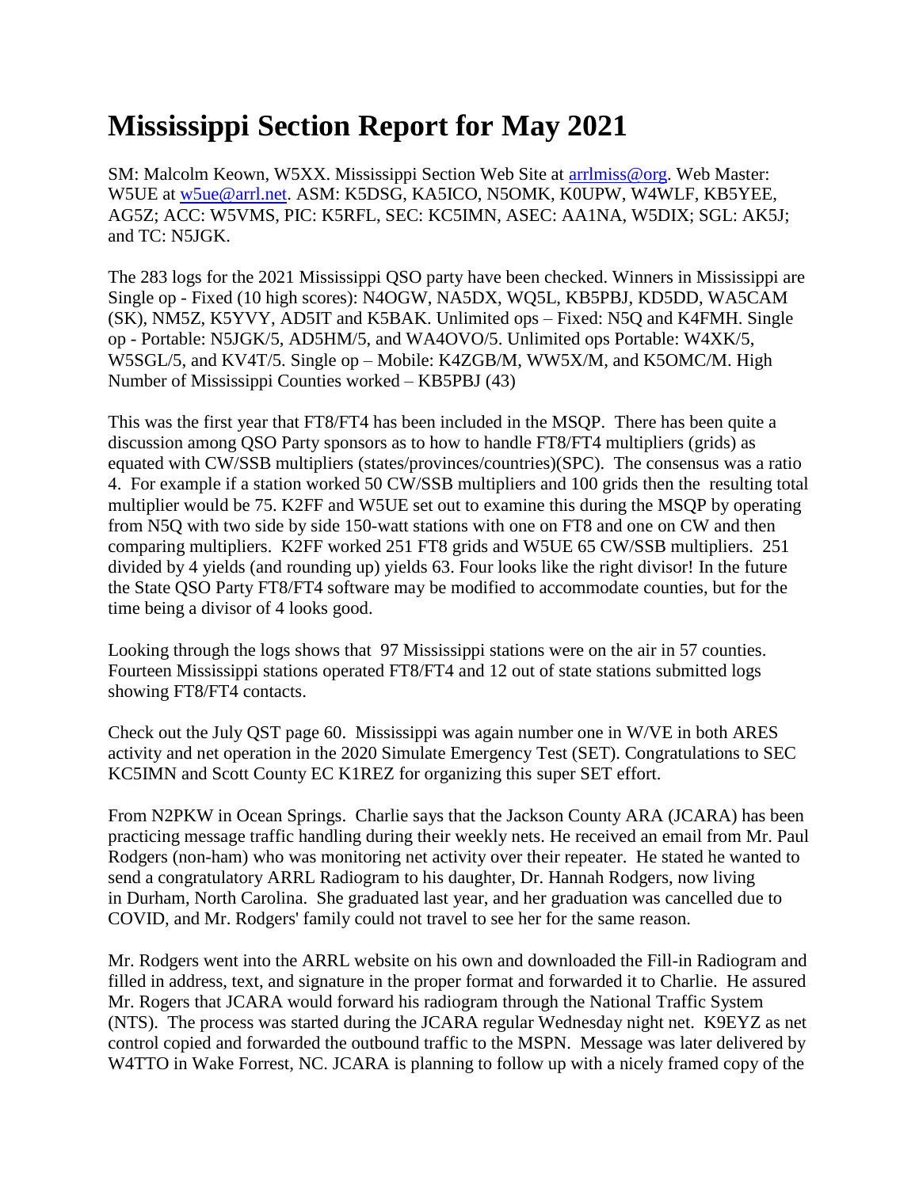# Mississippi Section Report for May 2021

SM: Malcolm Keown, W5XX. Mississippi Section Web Site at arrlmiss@org. Web Master: W5UE at w5ue@arrl.net. ASM: K5DSG, KA5ICO, N5OMK, K0UPW, W4WLF, KB5YEE, AG5Z; ACC: W5VMS, PIC: K5RFL, SEC: KC5IMN, ASEC: AA1NA, W5DIX; SGL: AK5J; and TC: N5JGK.

The 283 logs for the 2021 Mississippi QSO party have been checked. Winners in Mississippi are Single op - Fixed (10 high scores): N4OGW, NA5DX, WQ5L, KB5PBJ, KD5DD, WA5CAM (SK), NM5Z, K5YVY, AD5IT and K5BAK. Unlimited ops – Fixed: N5Q and K4FMH. Single op - Portable: N5JGK/5, AD5HM/5, and WA4OVO/5. Unlimited ops Portable: W4XK/5, W5SGL/5, and KV4T/5. Single op – Mobile: K4ZGB/M, WW5X/M, and K5OMC/M. High Number of Mississippi Counties worked – KB5PBJ (43)

This was the first year that FT8/FT4 has been included in the MSQP. There has been quite a discussion among QSO Party sponsors as to how to handle FT8/FT4 multipliers (grids) as equated with CW/SSB multipliers (states/provinces/countries)(SPC). The consensus was a ratio 4. For example if a station worked 50 CW/SSB multipliers and 100 grids then the resulting total multiplier would be 75. K2FF and W5UE set out to examine this during the MSQP by operating from N5Q with two side by side 150-watt stations with one on FT8 and one on CW and then comparing multipliers. K2FF worked 251 FT8 grids and W5UE 65 CW/SSB multipliers. 251 divided by 4 yields (and rounding up) yields 63. Four looks like the right divisor! In the future the State QSO Party FT8/FT4 software may be modified to accommodate counties, but for the time being a divisor of 4 looks good.

Looking through the logs shows that 97 Mississippi stations were on the air in 57 counties. Fourteen Mississippi stations operated FT8/FT4 and 12 out of state stations submitted logs showing FT8/FT4 contacts.

Check out the July QST page 60. Mississippi was again number one in W/VE in both ARES activity and net operation in the 2020 Simulate Emergency Test (SET). Congratulations to SEC KC5IMN and Scott County EC K1REZ for organizing this super SET effort.

From N2PKW in Ocean Springs. Charlie says that the Jackson County ARA (JCARA) has been practicing message traffic handling during their weekly nets. He received an email from Mr. Paul Rodgers (non-ham) who was monitoring net activity over their repeater. He stated he wanted to send a congratulatory ARRL Radiogram to his daughter, Dr. Hannah Rodgers, now living in Durham, North Carolina. She graduated last year, and her graduation was cancelled due to COVID, and Mr. Rodgers' family could not travel to see her for the same reason.

Mr. Rodgers went into the ARRL website on his own and downloaded the Fill-in Radiogram and filled in address, text, and signature in the proper format and forwarded it to Charlie. He assured Mr. Rogers that JCARA would forward his radiogram through the National Traffic System (NTS). The process was started during the JCARA regular Wednesday night net. K9EYZ as net control copied and forwarded the outbound traffic to the MSPN. Message was later delivered by W4TTO in Wake Forrest, NC. JCARA is planning to follow up with a nicely framed copy of the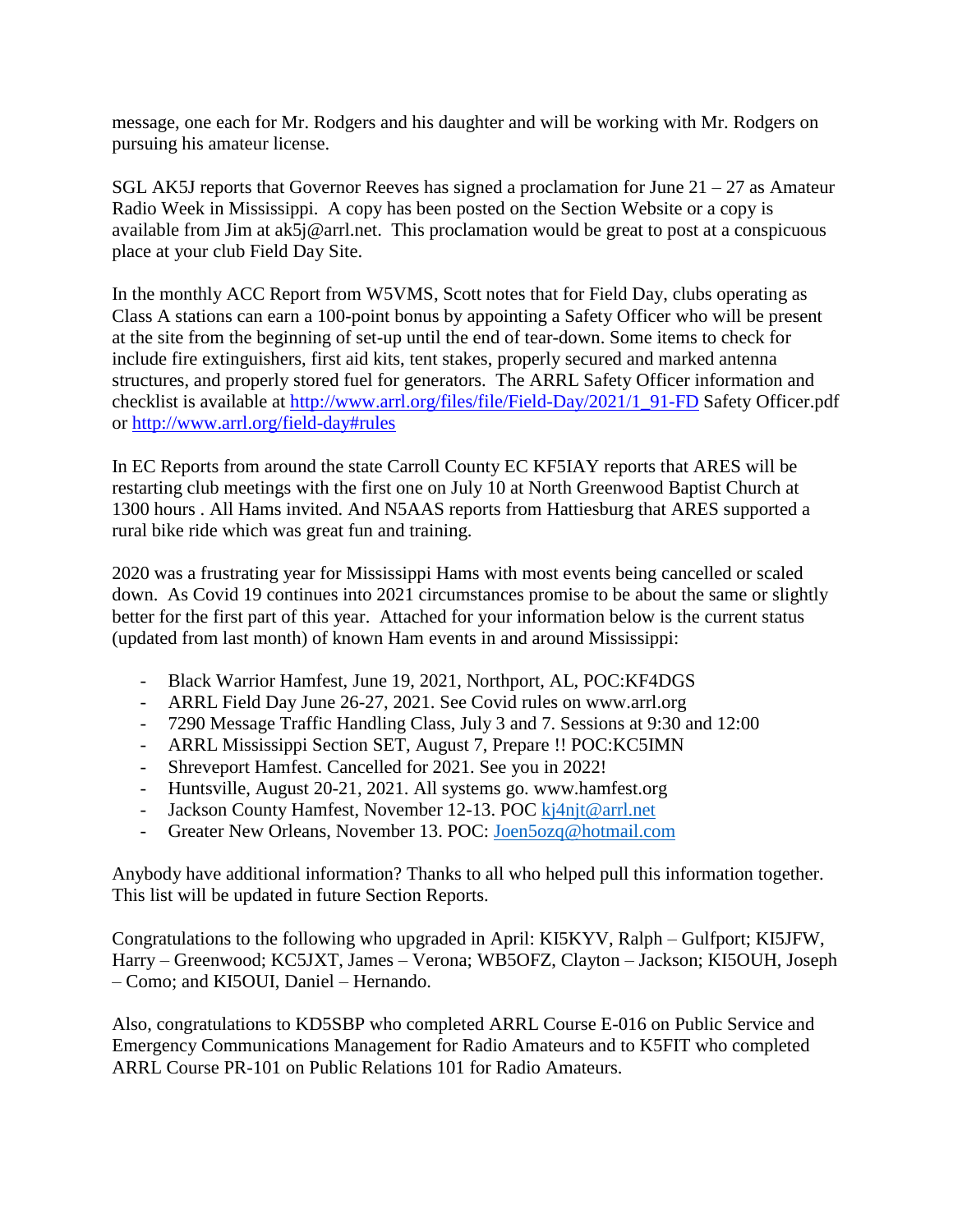message, one each for Mr. Rodgers and his daughter and will be working with Mr. Rodgers on pursuing his amateur license.

SGL AK5J reports that Governor Reeves has signed a proclamation for June 21 – 27 as Amateur Radio Week in Mississippi. A copy has been posted on the Section Website or a copy is available from Jim at ak5j@arrl.net. This proclamation would be great to post at a conspicuous place at your club Field Day Site.

In the monthly ACC Report from W5VMS, Scott notes that for Field Day, clubs operating as Class A stations can earn a 100-point bonus by appointing a Safety Officer who will be present at the site from the beginning of set-up until the end of tear-down. Some items to check for include fire extinguishers, first aid kits, tent stakes, properly secured and marked antenna structures, and properly stored fuel for generators. The ARRL Safety Officer information and checklist is available at http://www.arrl.org/files/file/Field-Day/2021/1_91-FD Safety Officer.pdf or http://www.arrl.org/field-day#rules

In EC Reports from around the state Carroll County EC KF5IAY reports that ARES will be restarting club meetings with the first one on July 10 at North Greenwood Baptist Church at 1300 hours . All Hams invited. And N5AAS reports from Hattiesburg that ARES supported a rural bike ride which was great fun and training.

2020 was a frustrating year for Mississippi Hams with most events being cancelled or scaled down. As Covid 19 continues into 2021 circumstances promise to be about the same or slightly better for the first part of this year. Attached for your information below is the current status (updated from last month) of known Ham events in and around Mississippi:

- Black Warrior Hamfest, June 19, 2021, Northport, AL, POC:KF4DGS
- ARRL Field Day June 26-27, 2021. See Covid rules on www.arrl.org
- 7290 Message Traffic Handling Class, July 3 and 7. Sessions at 9:30 and 12:00
- ARRL Mississippi Section SET, August 7, Prepare !! POC:KC5IMN
- Shreveport Hamfest. Cancelled for 2021. See you in 2022!
- Huntsville, August 20-21, 2021. All systems go. www.hamfest.org
- Jackson County Hamfest, November 12-13. POC kj4njt@arrl.net
- Greater New Orleans, November 13. POC: Joen5ozq@hotmail.com

Anybody have additional information? Thanks to all who helped pull this information together. This list will be updated in future Section Reports.

Congratulations to the following who upgraded in April: KI5KYV, Ralph – Gulfport; KI5JFW, Harry – Greenwood; KC5JXT, James – Verona; WB5OFZ, Clayton – Jackson; KI5OUH, Joseph – Como; and KI5OUI, Daniel – Hernando.

Also, congratulations to KD5SBP who completed ARRL Course E-016 on Public Service and Emergency Communications Management for Radio Amateurs and to K5FIT who completed ARRL Course PR-101 on Public Relations 101 for Radio Amateurs.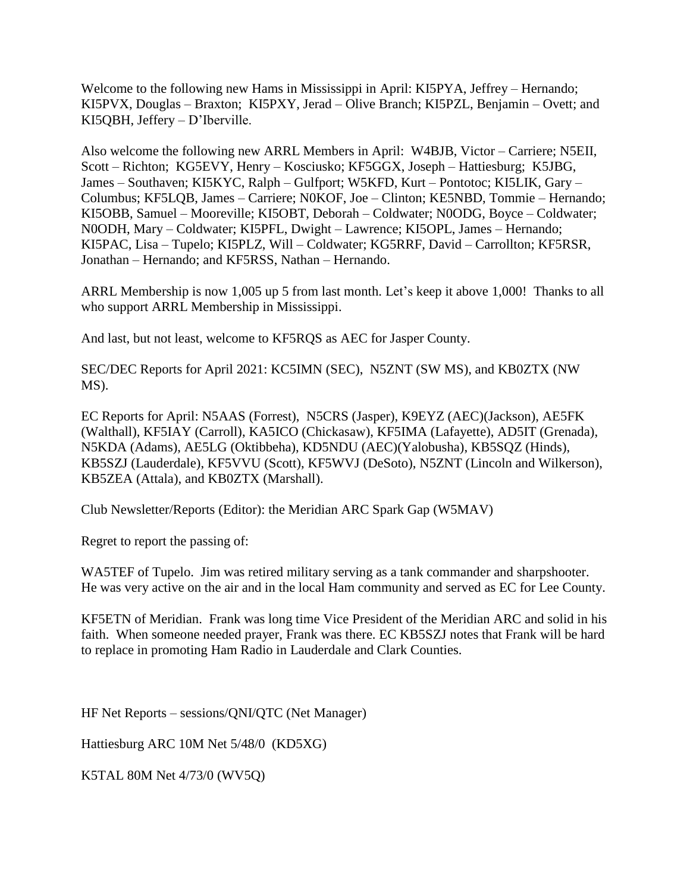Welcome to the following new Hams in Mississippi in April: KI5PYA, Jeffrey – Hernando; KI5PVX, Douglas – Braxton; KI5PXY, Jerad – Olive Branch; KI5PZL, Benjamin – Ovett; and KI5QBH, Jeffery – D'Iberville.

Also welcome the following new ARRL Members in April: W4BJB, Victor – Carriere; N5EII, Scott – Richton; KG5EVY, Henry – Kosciusko; KF5GGX, Joseph – Hattiesburg; K5JBG, James – Southaven; KI5KYC, Ralph – Gulfport; W5KFD, Kurt – Pontotoc; KI5LIK, Gary – Columbus; KF5LQB, James – Carriere; N0KOF, Joe – Clinton; KE5NBD, Tommie – Hernando; KI5OBB, Samuel – Mooreville; KI5OBT, Deborah – Coldwater; N0ODG, Boyce – Coldwater; N0ODH, Mary – Coldwater; KI5PFL, Dwight – Lawrence; KI5OPL, James – Hernando; KI5PAC, Lisa – Tupelo; KI5PLZ, Will – Coldwater; KG5RRF, David – Carrollton; KF5RSR, Jonathan – Hernando; and KF5RSS, Nathan – Hernando.

ARRL Membership is now 1,005 up 5 from last month. Let's keep it above 1,000! Thanks to all who support ARRL Membership in Mississippi.

And last, but not least, welcome to KF5RQS as AEC for Jasper County.

SEC/DEC Reports for April 2021: KC5IMN (SEC), N5ZNT (SW MS), and KB0ZTX (NW MS).

EC Reports for April: N5AAS (Forrest), N5CRS (Jasper), K9EYZ (AEC)(Jackson), AE5FK (Walthall), KF5IAY (Carroll), KA5ICO (Chickasaw), KF5IMA (Lafayette), AD5IT (Grenada), N5KDA (Adams), AE5LG (Oktibbeha), KD5NDU (AEC)(Yalobusha), KB5SQZ (Hinds), KB5SZJ (Lauderdale), KF5VVU (Scott), KF5WVJ (DeSoto), N5ZNT (Lincoln and Wilkerson), KB5ZEA (Attala), and KB0ZTX (Marshall).

Club Newsletter/Reports (Editor): the Meridian ARC Spark Gap (W5MAV)

Regret to report the passing of:

WA5TEF of Tupelo. Jim was retired military serving as a tank commander and sharpshooter. He was very active on the air and in the local Ham community and served as EC for Lee County.

KF5ETN of Meridian. Frank was long time Vice President of the Meridian ARC and solid in his faith. When someone needed prayer, Frank was there. EC KB5SZJ notes that Frank will be hard to replace in promoting Ham Radio in Lauderdale and Clark Counties.

HF Net Reports – sessions/QNI/QTC (Net Manager)

Hattiesburg ARC 10M Net 5/48/0 (KD5XG)

K5TAL 80M Net 4/73/0 (WV5Q)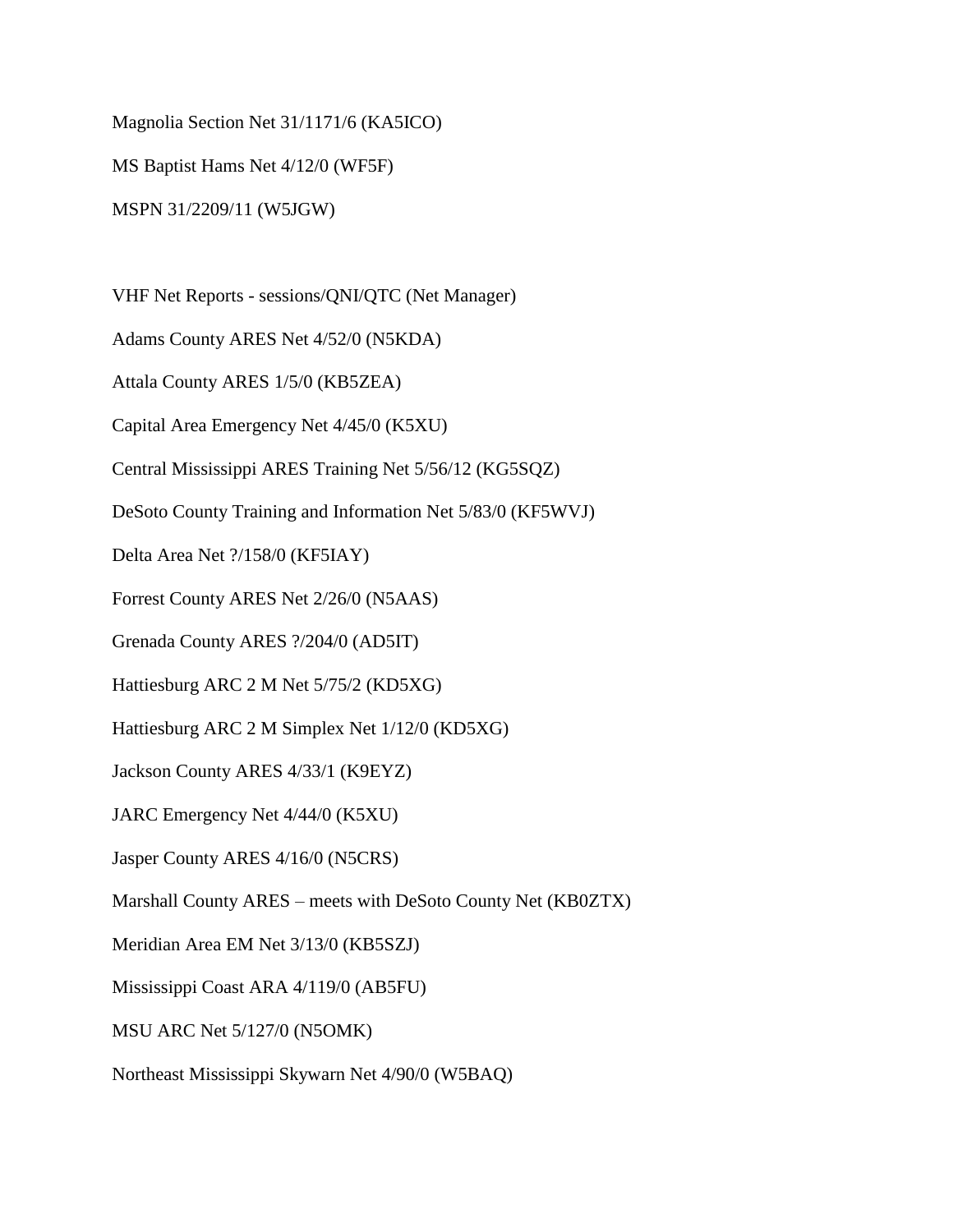Magnolia Section Net 31/1171/6 (KA5ICO)

MS Baptist Hams Net 4/12/0 (WF5F)

MSPN 31/2209/11 (W5JGW)

VHF Net Reports - sessions/QNI/QTC (Net Manager)

Adams County ARES Net 4/52/0 (N5KDA)

Attala County ARES 1/5/0 (KB5ZEA)

Capital Area Emergency Net 4/45/0 (K5XU)

Central Mississippi ARES Training Net 5/56/12 (KG5SQZ)

DeSoto County Training and Information Net 5/83/0 (KF5WVJ)

Delta Area Net ?/158/0 (KF5IAY)

Forrest County ARES Net 2/26/0 (N5AAS)

Grenada County ARES ?/204/0 (AD5IT)

Hattiesburg ARC 2 M Net 5/75/2 (KD5XG)

Hattiesburg ARC 2 M Simplex Net 1/12/0 (KD5XG)

Jackson County ARES 4/33/1 (K9EYZ)

JARC Emergency Net 4/44/0 (K5XU)

Jasper County ARES 4/16/0 (N5CRS)

Marshall County ARES – meets with DeSoto County Net (KB0ZTX)

Meridian Area EM Net 3/13/0 (KB5SZJ)

Mississippi Coast ARA 4/119/0 (AB5FU)

MSU ARC Net 5/127/0 (N5OMK)

Northeast Mississippi Skywarn Net 4/90/0 (W5BAQ)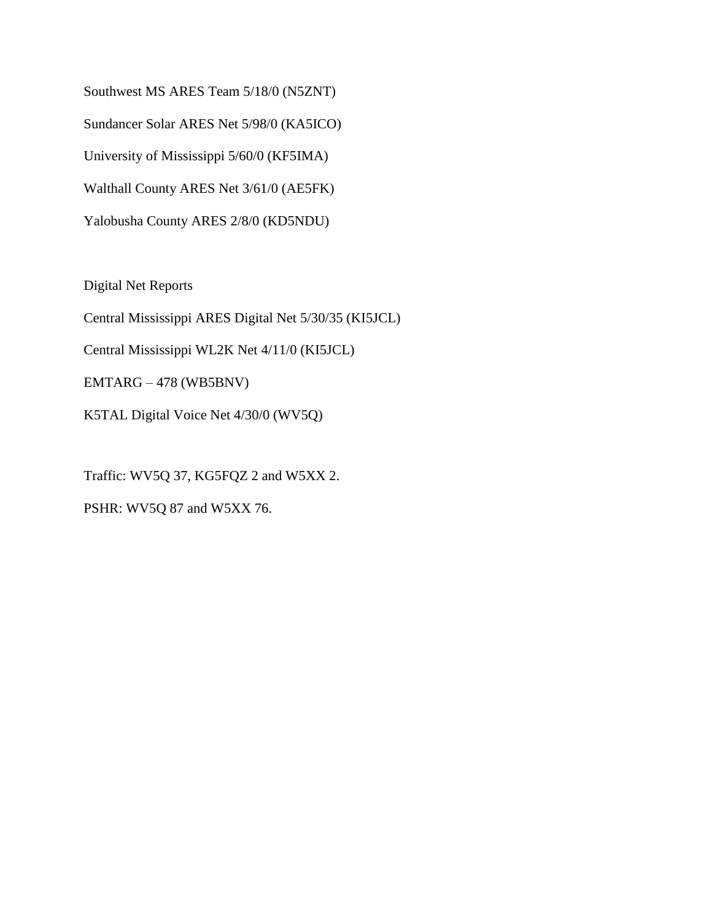Southwest MS ARES Team 5/18/0 (N5ZNT)

Sundancer Solar ARES Net 5/98/0 (KA5ICO)

University of Mississippi 5/60/0 (KF5IMA)

Walthall County ARES Net 3/61/0 (AE5FK)

Yalobusha County ARES 2/8/0 (KD5NDU)

Digital Net Reports

Central Mississippi ARES Digital Net 5/30/35 (KI5JCL)

Central Mississippi WL2K Net 4/11/0 (KI5JCL)

EMTARG – 478 (WB5BNV)

K5TAL Digital Voice Net 4/30/0 (WV5Q)

Traffic: WV5Q 37, KG5FQZ 2 and W5XX 2.

PSHR: WV5Q 87 and W5XX 76.